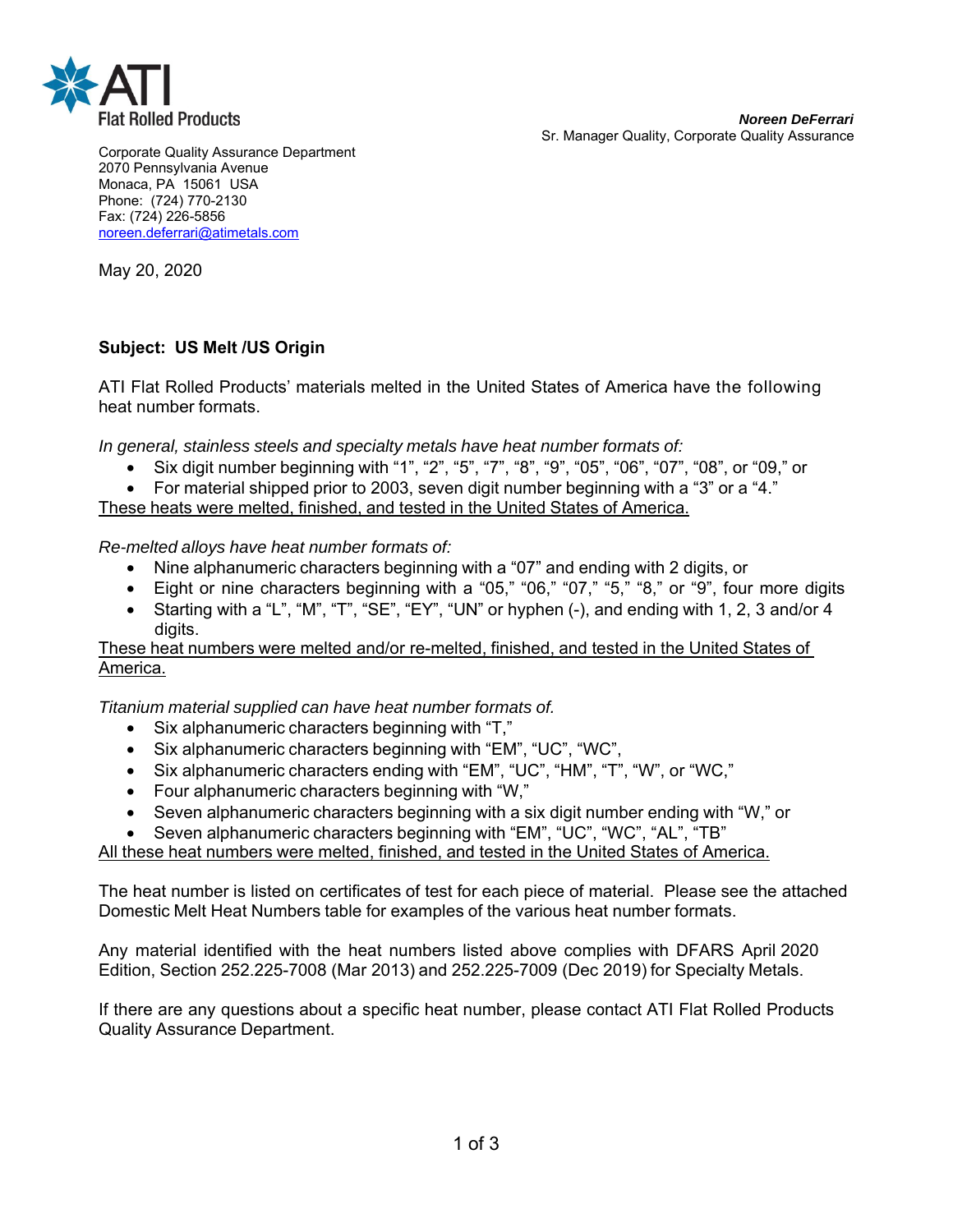ATI Flat Rolled Products

***Noreen DeFerrari***
Sr. Manager Quality, Corporate Quality Assurance

Corporate Quality Assurance Department
2070 Pennsylvania Avenue
Monaca, PA 15061 USA
Phone: (724) 770-2130
Fax: (724) 226-5856
noreen.deferrari@atimetals.com

May 20, 2020

**Subject: US Melt /US Origin**

ATI Flat Rolled Products' materials melted in the United States of America have the following heat number formats.

*In general, stainless steels and specialty metals have heat number formats of:*

- Six digit number beginning with "1", "2", "5", "7", "8", "9", "05", "06", "07", "08", or "09," or
- For material shipped prior to 2003, seven digit number beginning with a "3" or a "4."

<u>These heats were melted, finished, and tested in the United States of America.</u>

*Re-melted alloys have heat number formats of:*

- Nine alphanumeric characters beginning with a "07" and ending with 2 digits, or
- Eight or nine characters beginning with a "05," "06," "07," "5," "8," or "9", four more digits
- Starting with a "L", "M", "T", "SE", "EY", "UN" or hyphen (-), and ending with 1, 2, 3 and/or 4 digits.

<u>These heat numbers were melted and/or re-melted, finished, and tested in the United States of America.</u>

*Titanium material supplied can have heat number formats of.*

- Six alphanumeric characters beginning with "T,"
- Six alphanumeric characters beginning with "EM", "UC", "WC",
- Six alphanumeric characters ending with "EM", "UC", "HM", "T", "W", or "WC,"
- Four alphanumeric characters beginning with "W,"
- Seven alphanumeric characters beginning with a six digit number ending with "W," or
- Seven alphanumeric characters beginning with "EM", "UC", "WC", "AL", "TB"

<u>All these heat numbers were melted, finished, and tested in the United States of America.</u>

The heat number is listed on certificates of test for each piece of material. Please see the attached Domestic Melt Heat Numbers table for examples of the various heat number formats.

Any material identified with the heat numbers listed above complies with DFARS April 2020 Edition, Section 252.225-7008 (Mar 2013) and 252.225-7009 (Dec 2019) for Specialty Metals.

If there are any questions about a specific heat number, please contact ATI Flat Rolled Products Quality Assurance Department.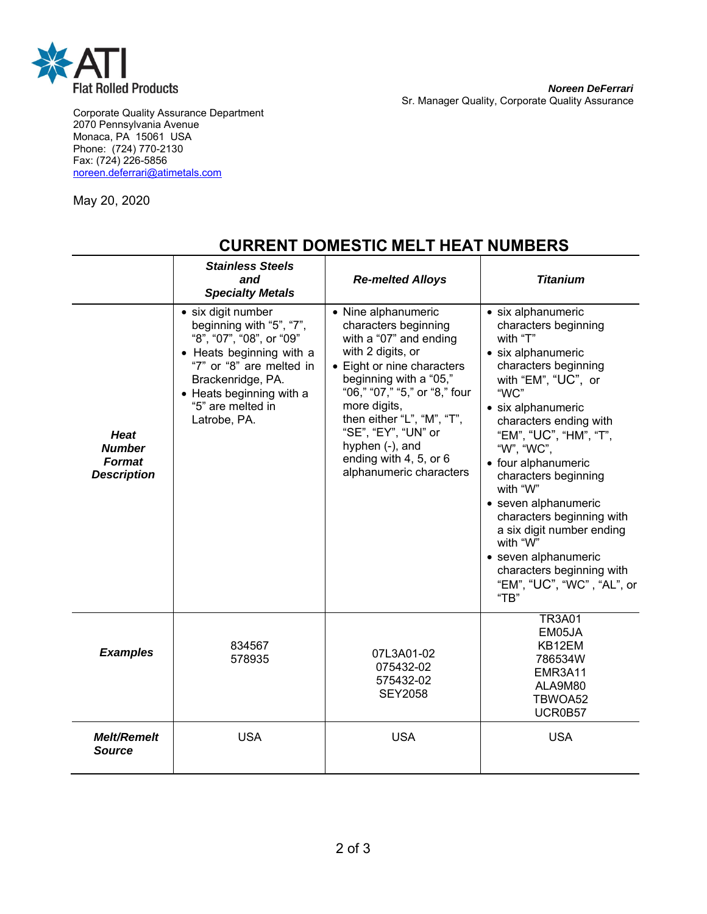ATI Flat Rolled Products

**Noreen DeFerrari**
Sr. Manager Quality, Corporate Quality Assurance

Corporate Quality Assurance Department
2070 Pennsylvania Avenue
Monaca, PA 15061 USA
Phone: (724) 770-2130
Fax: (724) 226-5856
noreen.deferrari@atimetals.com

May 20, 2020

## CURRENT DOMESTIC MELT HEAT NUMBERS

| | ***Stainless Steels and Specialty Metals*** | ***Re-melted Alloys*** | ***Titanium*** |
|---|---|---|---|
| ***Heat Number Format Description*** | • six digit number beginning with "5", "7", "8", "07", "08", or "09"<br>• Heats beginning with a "7" or "8" are melted in Brackenridge, PA.<br>• Heats beginning with a "5" are melted in Latrobe, PA. | • Nine alphanumeric characters beginning with a "07" and ending with 2 digits, or<br>• Eight or nine characters beginning with a "05," "06," "07," "5," or "8," four more digits, then either "L", "M", "T", "SE", "EY", "UN" or hyphen (-), and ending with 4, 5, or 6 alphanumeric characters | • six alphanumeric characters beginning with "T"<br>• six alphanumeric characters beginning with "EM", "UC", or "WC"<br>• six alphanumeric characters ending with "EM", "UC", "HM", "T", "W", "WC",<br>• four alphanumeric characters beginning with "W"<br>• seven alphanumeric characters beginning with a six digit number ending with "W"<br>• seven alphanumeric characters beginning with "EM", "UC", "WC" , "AL", or "TB" |
| ***Examples*** | 834567<br>578935 | 07L3A01-02<br>075432-02<br>575432-02<br>SEY2058 | TR3A01<br>EM05JA<br>KB12EM<br>786534W<br>EMR3A11<br>ALA9M80<br>TBWOA52<br>UCR0B57 |
| ***Melt/Remelt Source*** | USA | USA | USA |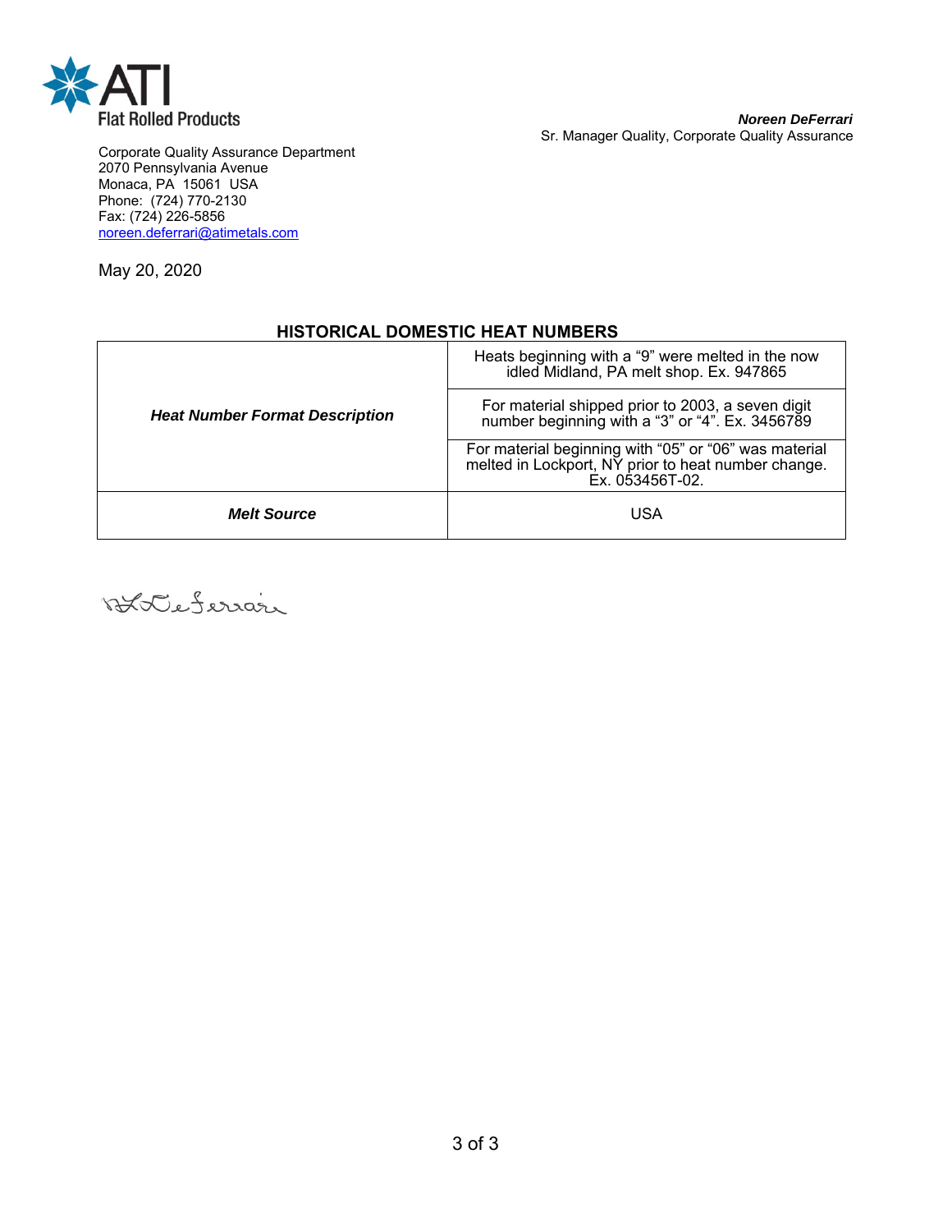ATI Flat Rolled Products

***Noreen DeFerrari***
Sr. Manager Quality, Corporate Quality Assurance

Corporate Quality Assurance Department
2070 Pennsylvania Avenue
Monaca, PA 15061 USA
Phone: (724) 770-2130
Fax: (724) 226-5856
noreen.deferrari@atimetals.com

May 20, 2020

## HISTORICAL DOMESTIC HEAT NUMBERS

| | |
|---|---|
| ***Heat Number Format Description*** | Heats beginning with a "9" were melted in the now idled Midland, PA melt shop. Ex. 947865 |
| | For material shipped prior to 2003, a seven digit number beginning with a "3" or "4". Ex. 3456789 |
| | For material beginning with "05" or "06" was material melted in Lockport, NY prior to heat number change. Ex. 053456T-02. |
| ***Melt Source*** | USA |

N L DeFerrari